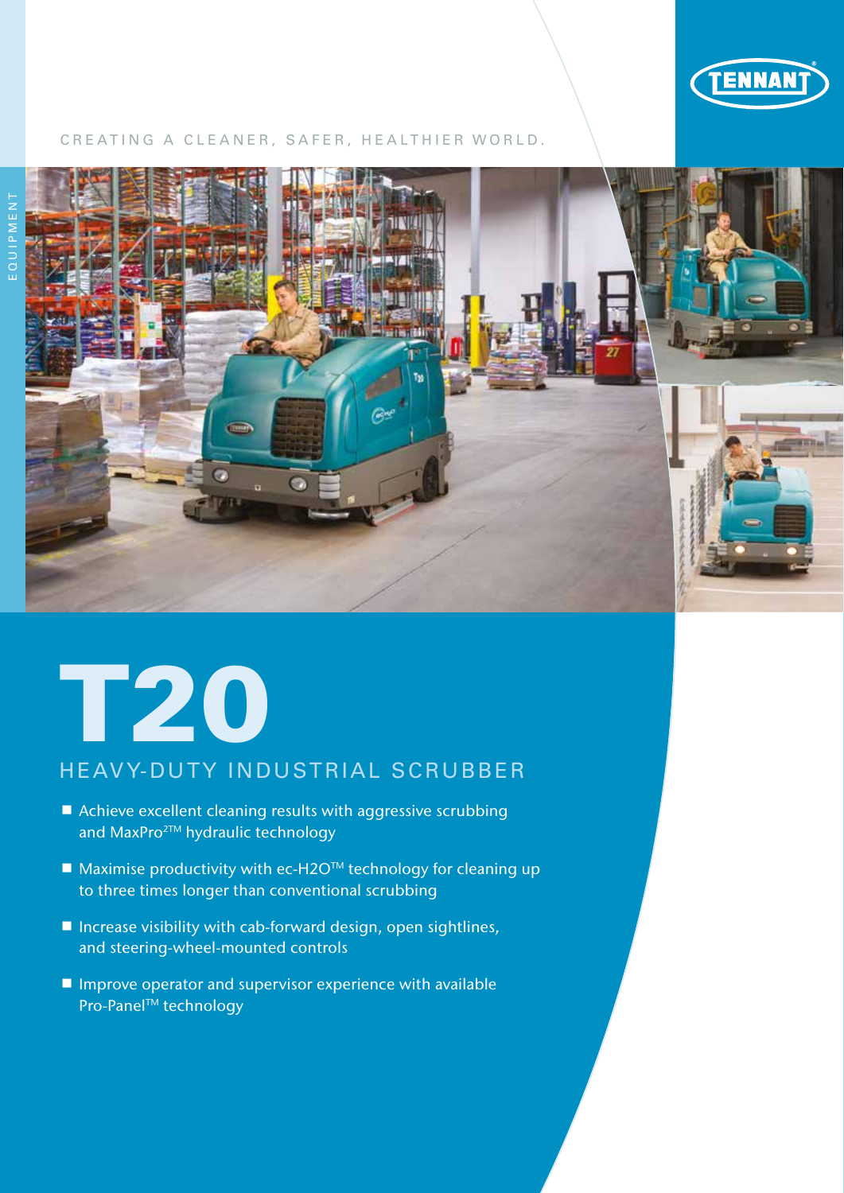TENNANT

CREATING A CLEANER, SAFER, HEALTHIER WORLD.

EQUIPMENT

# T20

## HEAVY-DUTY INDUSTRIAL SCRUBBER

- Achieve excellent cleaning results with aggressive scrubbing and MaxPro2™ hydraulic technology
- Maximise productivity with ec-H2O™ technology for cleaning up to three times longer than conventional scrubbing
- Increase visibility with cab-forward design, open sightlines, and steering-wheel-mounted controls
- Improve operator and supervisor experience with available Pro-Panel™ technology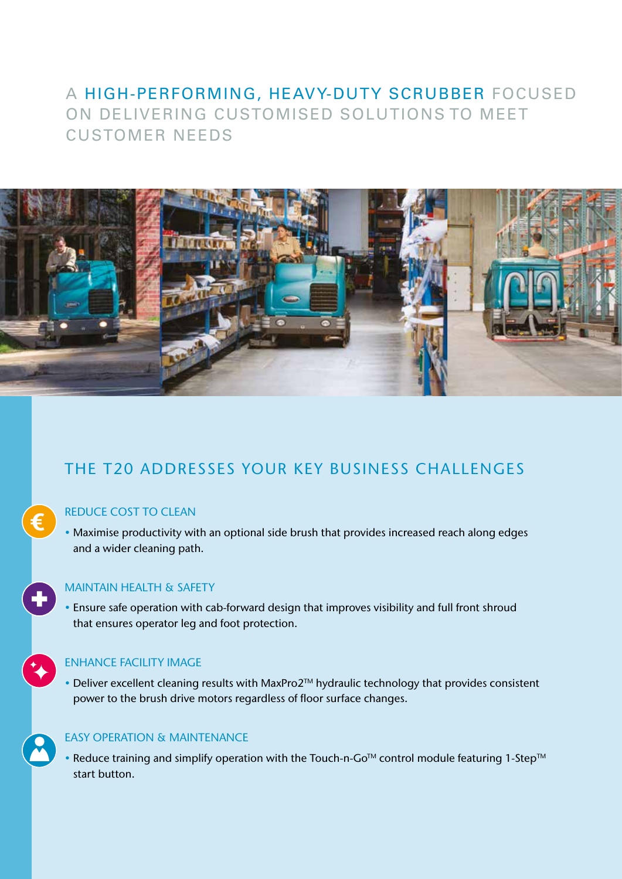# A HIGH-PERFORMING, HEAVY-DUTY SCRUBBER FOCUSED ON DELIVERING CUSTOMISED SOLUTIONS TO MEET CUSTOMER NEEDS

## THE T20 ADDRESSES YOUR KEY BUSINESS CHALLENGES

### REDUCE COST TO CLEAN

- Maximise productivity with an optional side brush that provides increased reach along edges and a wider cleaning path.

### MAINTAIN HEALTH & SAFETY

- Ensure safe operation with cab-forward design that improves visibility and full front shroud that ensures operator leg and foot protection.

### ENHANCE FACILITY IMAGE

- Deliver excellent cleaning results with MaxPro2™ hydraulic technology that provides consistent power to the brush drive motors regardless of floor surface changes.

### EASY OPERATION & MAINTENANCE

- Reduce training and simplify operation with the Touch-n-Go™ control module featuring 1-Step™ start button.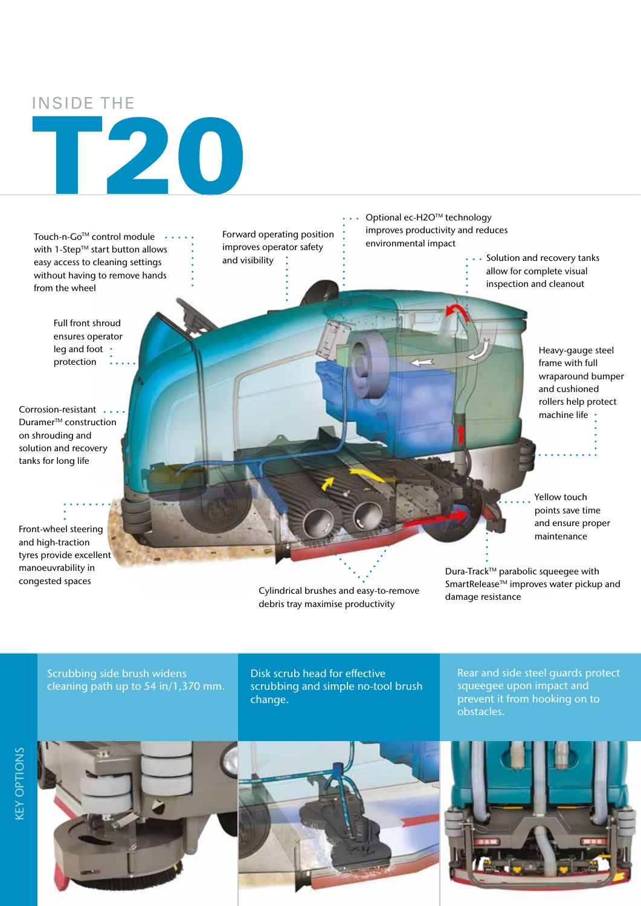# INSIDE THE T20

Touch-n-Go™ control module with 1-Step™ start button allows easy access to cleaning settings without having to remove hands from the wheel

Forward operating position improves operator safety and visibility

Optional ec-H2O™ technology improves productivity and reduces environmental impact

Solution and recovery tanks allow for complete visual inspection and cleanout

Full front shroud ensures operator leg and foot protection

Heavy-gauge steel frame with full wraparound bumper and cushioned rollers help protect machine life

Corrosion-resistant Duramer™ construction on shrouding and solution and recovery tanks for long life

Yellow touch points save time and ensure proper maintenance

Front-wheel steering and high-traction tyres provide excellent manoeuvrability in congested spaces

Cylindrical brushes and easy-to-remove debris tray maximise productivity

Dura-Track™ parabolic squeegee with SmartRelease™ improves water pickup and damage resistance

## KEY OPTIONS

Scrubbing side brush widens cleaning path up to 54 in/1,370 mm.

Disk scrub head for effective scrubbing and simple no-tool brush change.

Rear and side steel guards protect squeegee upon impact and prevent it from hooking on to obstacles.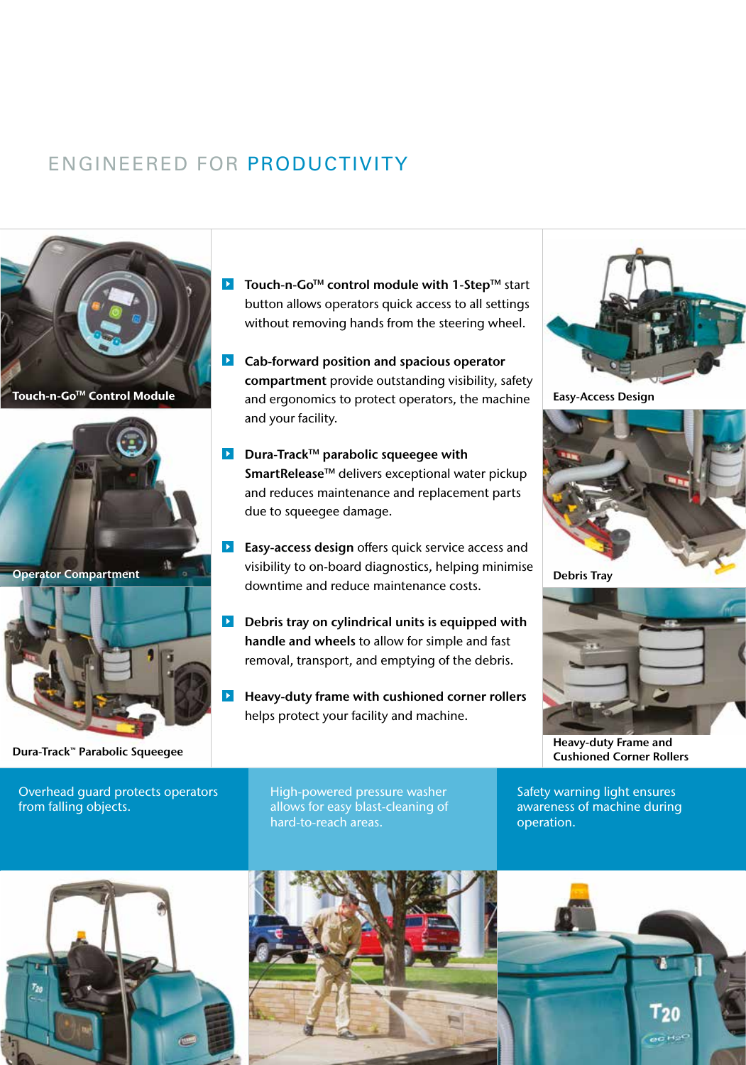# ENGINEERED FOR PRODUCTIVITY

- **Touch-n-Go™ control module with 1-Step™** start button allows operators quick access to all settings without removing hands from the steering wheel.
- **Cab-forward position and spacious operator compartment** provide outstanding visibility, safety and ergonomics to protect operators, the machine and your facility.
- **Dura-Track™ parabolic squeegee with SmartRelease™** delivers exceptional water pickup and reduces maintenance and replacement parts due to squeegee damage.
- **Easy-access design** offers quick service access and visibility to on-board diagnostics, helping minimise downtime and reduce maintenance costs.
- **Debris tray on cylindrical units is equipped with handle and wheels** to allow for simple and fast removal, transport, and emptying of the debris.
- **Heavy-duty frame with cushioned corner rollers** helps protect your facility and machine.

Touch-n-Go™ Control Module

Operator Compartment

Dura-Track™ Parabolic Squeegee

Easy-Access Design

Debris Tray

Heavy-duty Frame and Cushioned Corner Rollers

Overhead guard protects operators from falling objects.

High-powered pressure washer allows for easy blast-cleaning of hard-to-reach areas.

Safety warning light ensures awareness of machine during operation.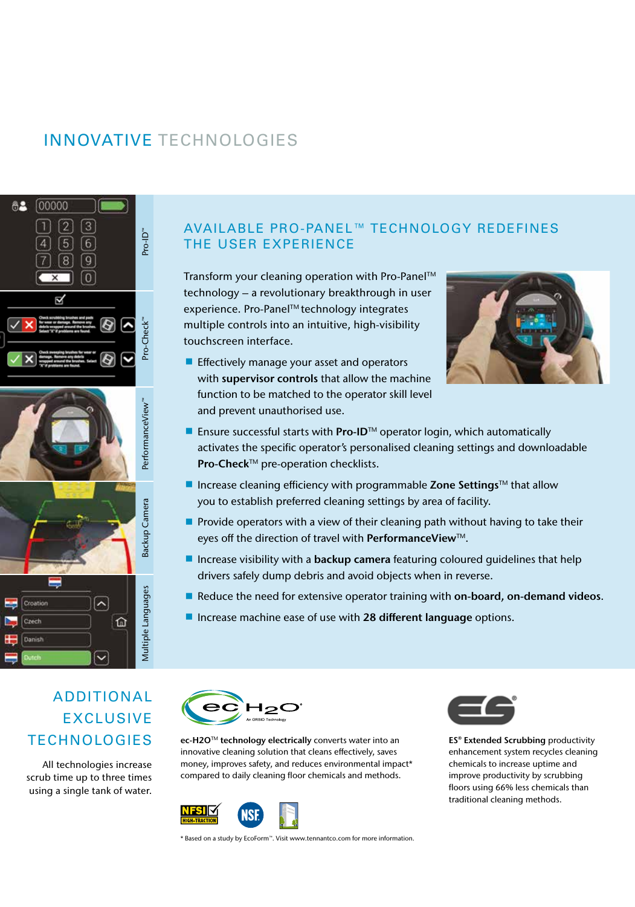# INNOVATIVE TECHNOLOGIES

Pro-ID™

Pro-Check™

PerformanceView™

Backup Camera

Multiple Languages

## AVAILABLE PRO-PANEL™ TECHNOLOGY REDEFINES THE USER EXPERIENCE

Transform your cleaning operation with Pro-Panel™ technology – a revolutionary breakthrough in user experience. Pro-Panel™ technology integrates multiple controls into an intuitive, high-visibility touchscreen interface.

- Effectively manage your asset and operators with **supervisor controls** that allow the machine function to be matched to the operator skill level and prevent unauthorised use.
- Ensure successful starts with **Pro-ID**™ operator login, which automatically activates the specific operator's personalised cleaning settings and downloadable **Pro-Check**™ pre-operation checklists.
- Increase cleaning efficiency with programmable **Zone Settings**™ that allow you to establish preferred cleaning settings by area of facility.
- Provide operators with a view of their cleaning path without having to take their eyes off the direction of travel with **PerformanceView**™.
- Increase visibility with a **backup camera** featuring coloured guidelines that help drivers safely dump debris and avoid objects when in reverse.
- Reduce the need for extensive operator training with **on-board, on-demand videos**.
- Increase machine ease of use with **28 different language** options.

## ADDITIONAL EXCLUSIVE TECHNOLOGIES

All technologies increase scrub time up to three times using a single tank of water.

**ec-H2O**™ **technology electrically** converts water into an innovative cleaning solution that cleans effectively, saves money, improves safety, and reduces environmental impact* compared to daily cleaning floor chemicals and methods.

**ES® Extended Scrubbing** productivity enhancement system recycles cleaning chemicals to increase uptime and improve productivity by scrubbing floors using 66% less chemicals than traditional cleaning methods.

\* Based on a study by EcoForm™. Visit www.tennantco.com for more information.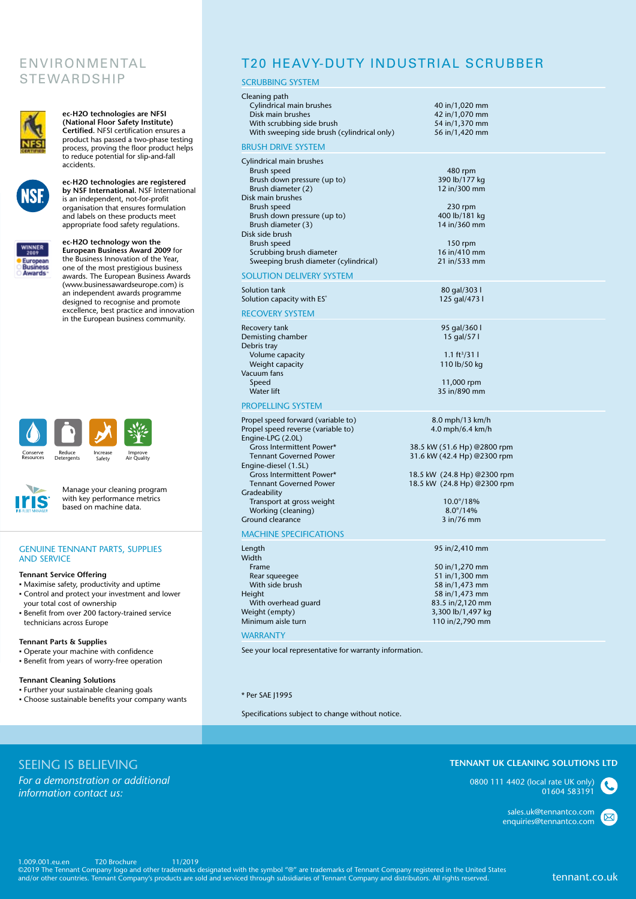# ENVIRONMENTAL STEWARDSHIP

**ec-H2O technologies are NFSI (National Floor Safety Institute) Certified.** NFSI certification ensures a product has passed a two-phase testing process, proving the floor product helps to reduce potential for slip-and-fall accidents.

**ec-H2O technologies are registered by NSF International.** NSF International is an independent, not-for-profit organisation that ensures formulation and labels on these products meet appropriate food safety regulations.

**ec-H2O technology won the European Business Award 2009** for the Business Innovation of the Year, one of the most prestigious business awards. The European Business Awards (www.businessawardseurope.com) is an independent awards programme designed to recognise and promote excellence, best practice and innovation in the European business community.

Conserve Resources · Reduce Detergents · Increase Safety · Improve Air Quality

Manage your cleaning program with key performance metrics based on machine data.

## GENUINE TENNANT PARTS, SUPPLIES AND SERVICE

**Tennant Service Offering**
- Maximise safety, productivity and uptime
- Control and protect your investment and lower your total cost of ownership
- Benefit from over 200 factory-trained service technicians across Europe

**Tennant Parts & Supplies**
- Operate your machine with confidence
- Benefit from years of worry-free operation

**Tennant Cleaning Solutions**
- Further your sustainable cleaning goals
- Choose sustainable benefits your company wants

# T20 HEAVY-DUTY INDUSTRIAL SCRUBBER

## SCRUBBING SYSTEM

| | |
|---|---|
| Cleaning path | |
| Cylindrical main brushes | 40 in/1,020 mm |
| Disk main brushes | 42 in/1,070 mm |
| With scrubbing side brush | 54 in/1,370 mm |
| With sweeping side brush (cylindrical only) | 56 in/1,420 mm |

## BRUSH DRIVE SYSTEM

| | |
|---|---|
| Cylindrical main brushes | |
| Brush speed | 480 rpm |
| Brush down pressure (up to) | 390 lb/177 kg |
| Brush diameter (2) | 12 in/300 mm |
| Disk main brushes | |
| Brush speed | 230 rpm |
| Brush down pressure (up to) | 400 lb/181 kg |
| Brush diameter (3) | 14 in/360 mm |
| Disk side brush | |
| Brush speed | 150 rpm |
| Scrubbing brush diameter | 16 in/410 mm |
| Sweeping brush diameter (cylindrical) | 21 in/533 mm |

## SOLUTION DELIVERY SYSTEM

| | |
|---|---|
| Solution tank | 80 gal/303 l |
| Solution capacity with ES® | 125 gal/473 l |

## RECOVERY SYSTEM

| | |
|---|---|
| Recovery tank | 95 gal/360 l |
| Demisting chamber | 15 gal/57 l |
| Debris tray | |
| Volume capacity | 1.1 ft³/31 l |
| Weight capacity | 110 lb/50 kg |
| Vacuum fans | |
| Speed | 11,000 rpm |
| Water lift | 35 in/890 mm |

## PROPELLING SYSTEM

| | |
|---|---|
| Propel speed forward (variable to) | 8.0 mph/13 km/h |
| Propel speed reverse (variable to) | 4.0 mph/6.4 km/h |
| Engine-LPG (2.0L) | |
| Gross Intermittent Power* | 38.5 kW (51.6 Hp) @2800 rpm |
| Tennant Governed Power | 31.6 kW (42.4 Hp) @2300 rpm |
| Engine-diesel (1.5L) | |
| Gross Intermittent Power* | 18.5 kW (24.8 Hp) @2300 rpm |
| Tennant Governed Power | 18.5 kW (24.8 Hp) @2300 rpm |
| Gradeability | |
| Transport at gross weight | 10.0°/18% |
| Working (cleaning) | 8.0°/14% |
| Ground clearance | 3 in/76 mm |

## MACHINE SPECIFICATIONS

| | |
|---|---|
| Length | 95 in/2,410 mm |
| Width | |
| Frame | 50 in/1,270 mm |
| Rear squeegee | 51 in/1,300 mm |
| With side brush | 58 in/1,473 mm |
| Height | 58 in/1,473 mm |
| With overhead guard | 83.5 in/2,120 mm |
| Weight (empty) | 3,300 lb/1,497 kg |
| Minimum aisle turn | 110 in/2,790 mm |

## WARRANTY

See your local representative for warranty information.

\* Per SAE J1995

Specifications subject to change without notice.

## SEEING IS BELIEVING

*For a demonstration or additional information contact us:*

**TENNANT UK CLEANING SOLUTIONS LTD**

0800 111 4402 (local rate UK only)
01604 583191

sales.uk@tennantco.com
enquiries@tennantco.com

1.009.001.eu.en T20 Brochure 11/2019

©2019 The Tennant Company logo and other trademarks designated with the symbol "®" are trademarks of Tennant Company registered in the United States and/or other countries. Tennant Company's products are sold and serviced through subsidiaries of Tennant Company and distributors. All rights reserved.

tennant.co.uk